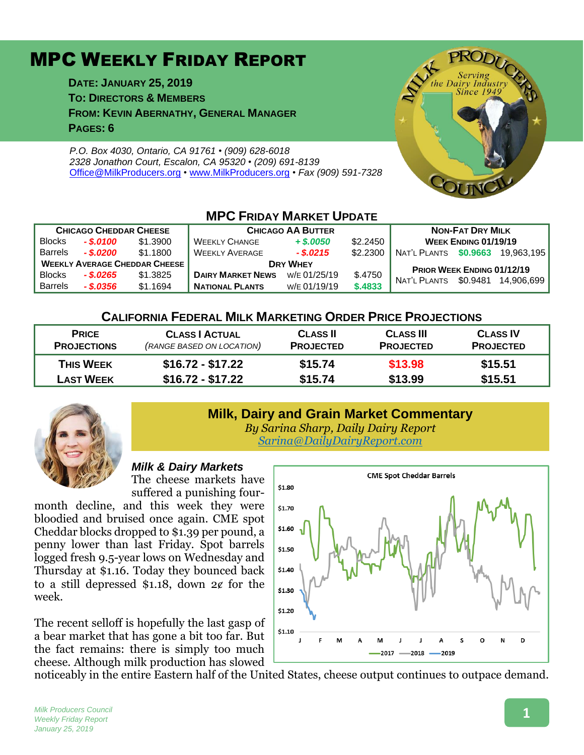# MPC WEEKLY FRIDAY REPORT

**DATE: JANUARY 25, 2019**
**TO: DIRECTORS & MEMBERS**
**FROM: KEVIN ABERNATHY, GENERAL MANAGER**
**PAGES: 6**

*P.O. Box 4030, Ontario, CA 91761 • (909) 628-6018*
*2328 Jonathon Court, Escalon, CA 95320 • (209) 691-8139*
*Office@MilkProducers.org • www.MilkProducers.org • Fax (909) 591-7328*

## MPC FRIDAY MARKET UPDATE

| CHICAGO CHEDDAR CHEESE | | | CHICAGO AA BUTTER | | | NON-FAT DRY MILK | | |
|---|---|---|---|---|---|---|---|---|
| Blocks | - $.0100 | $1.3900 | WEEKLY CHANGE | + $.0050 | $2.2450 | WEEK ENDING 01/19/19 | | |
| Barrels | - $.0200 | $1.1800 | WEEKLY AVERAGE | - $.0215 | $2.2300 | NAT'L PLANTS | $0.9663 | 19,963,195 |
| WEEKLY AVERAGE CHEDDAR CHEESE | | | DRY WHEY | | | PRIOR WEEK ENDING 01/12/19 | | |
| Blocks | - $.0265 | $1.3825 | DAIRY MARKET NEWS | W/E 01/25/19 | $.4750 | NAT'L PLANTS | $0.9481 | 14,906,699 |
| Barrels | - $.0356 | $1.1694 | NATIONAL PLANTS | W/E 01/19/19 | $.4833 | | | |

## CALIFORNIA FEDERAL MILK MARKETING ORDER PRICE PROJECTIONS

| PRICE PROJECTIONS | CLASS I ACTUAL *(RANGE BASED ON LOCATION)* | CLASS II PROJECTED | CLASS III PROJECTED | CLASS IV PROJECTED |
|---|---|---|---|---|
| THIS WEEK | $16.72 - $17.22 | $15.74 | $13.98 | $15.51 |
| LAST WEEK | $16.72 - $17.22 | $15.74 | $13.99 | $15.51 |

## Milk, Dairy and Grain Market Commentary

*By Sarina Sharp, Daily Dairy Report*
*Sarina@DailyDairyReport.com*

### *Milk & Dairy Markets*

The cheese markets have suffered a punishing four-month decline, and this week they were bloodied and bruised once again. CME spot Cheddar blocks dropped to $1.39 per pound, a penny lower than last Friday. Spot barrels logged fresh 9.5-year lows on Wednesday and Thursday at $1.16. Today they bounced back to a still depressed $1.18, down 2¢ for the week.

The recent selloff is hopefully the last gasp of a bear market that has gone a bit too far. But the fact remains: there is simply too much cheese. Although milk production has slowed noticeably in the entire Eastern half of the United States, cheese output continues to outpace demand.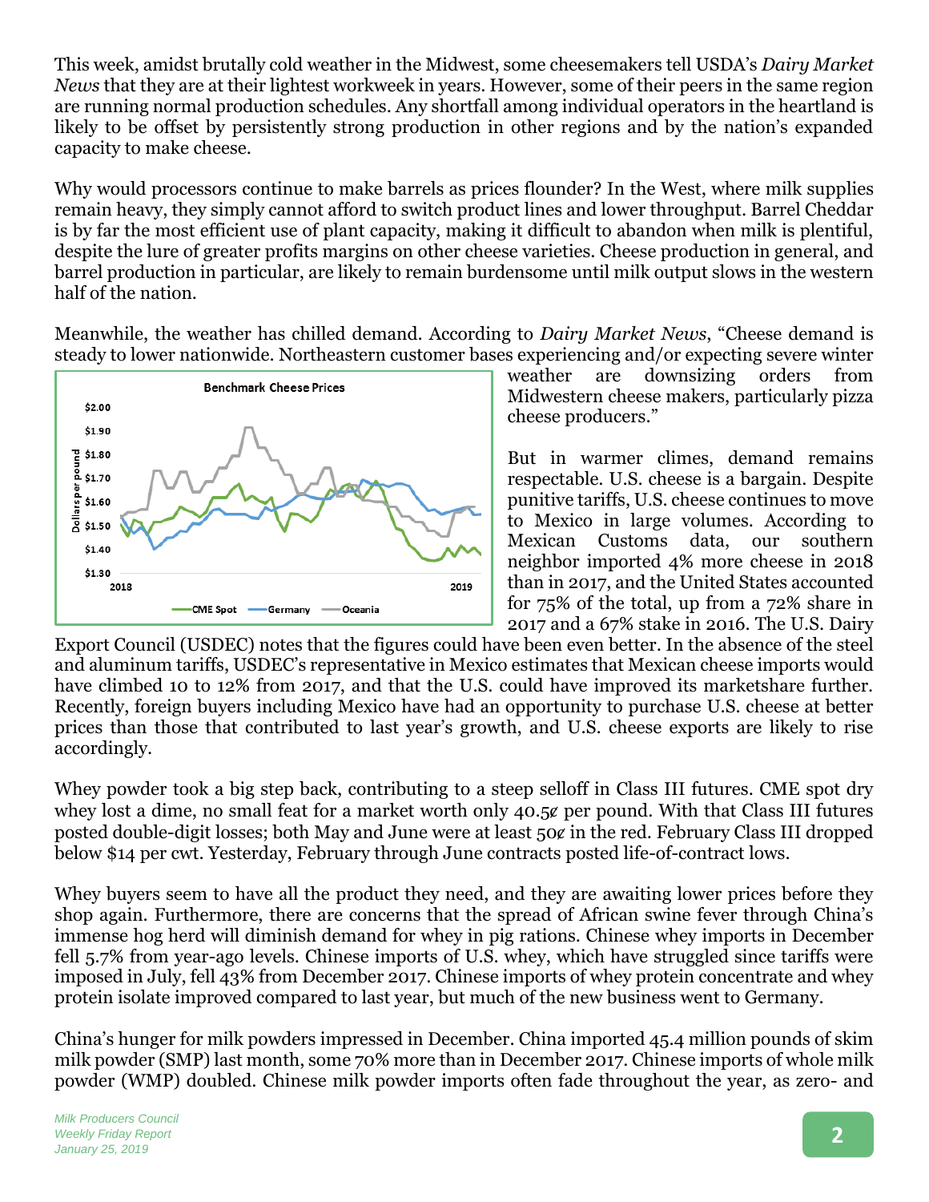This week, amidst brutally cold weather in the Midwest, some cheesemakers tell USDA's *Dairy Market News* that they are at their lightest workweek in years. However, some of their peers in the same region are running normal production schedules. Any shortfall among individual operators in the heartland is likely to be offset by persistently strong production in other regions and by the nation's expanded capacity to make cheese.

Why would processors continue to make barrels as prices flounder? In the West, where milk supplies remain heavy, they simply cannot afford to switch product lines and lower throughput. Barrel Cheddar is by far the most efficient use of plant capacity, making it difficult to abandon when milk is plentiful, despite the lure of greater profits margins on other cheese varieties. Cheese production in general, and barrel production in particular, are likely to remain burdensome until milk output slows in the western half of the nation.

Meanwhile, the weather has chilled demand. According to *Dairy Market News*, "Cheese demand is steady to lower nationwide. Northeastern customer bases experiencing and/or expecting severe winter weather are downsizing orders from Midwestern cheese makers, particularly pizza cheese producers."

But in warmer climes, demand remains respectable. U.S. cheese is a bargain. Despite punitive tariffs, U.S. cheese continues to move to Mexico in large volumes. According to Mexican Customs data, our southern neighbor imported 4% more cheese in 2018 than in 2017, and the United States accounted for 75% of the total, up from a 72% share in 2017 and a 67% stake in 2016. The U.S. Dairy Export Council (USDEC) notes that the figures could have been even better. In the absence of the steel and aluminum tariffs, USDEC's representative in Mexico estimates that Mexican cheese imports would have climbed 10 to 12% from 2017, and that the U.S. could have improved its marketshare further. Recently, foreign buyers including Mexico have had an opportunity to purchase U.S. cheese at better prices than those that contributed to last year's growth, and U.S. cheese exports are likely to rise accordingly.

Whey powder took a big step back, contributing to a steep selloff in Class III futures. CME spot dry whey lost a dime, no small feat for a market worth only 40.5¢ per pound. With that Class III futures posted double-digit losses; both May and June were at least 50¢ in the red. February Class III dropped below $14 per cwt. Yesterday, February through June contracts posted life-of-contract lows.

Whey buyers seem to have all the product they need, and they are awaiting lower prices before they shop again. Furthermore, there are concerns that the spread of African swine fever through China's immense hog herd will diminish demand for whey in pig rations. Chinese whey imports in December fell 5.7% from year-ago levels. Chinese imports of U.S. whey, which have struggled since tariffs were imposed in July, fell 43% from December 2017. Chinese imports of whey protein concentrate and whey protein isolate improved compared to last year, but much of the new business went to Germany.

China's hunger for milk powders impressed in December. China imported 45.4 million pounds of skim milk powder (SMP) last month, some 70% more than in December 2017. Chinese imports of whole milk powder (WMP) doubled. Chinese milk powder imports often fade throughout the year, as zero- and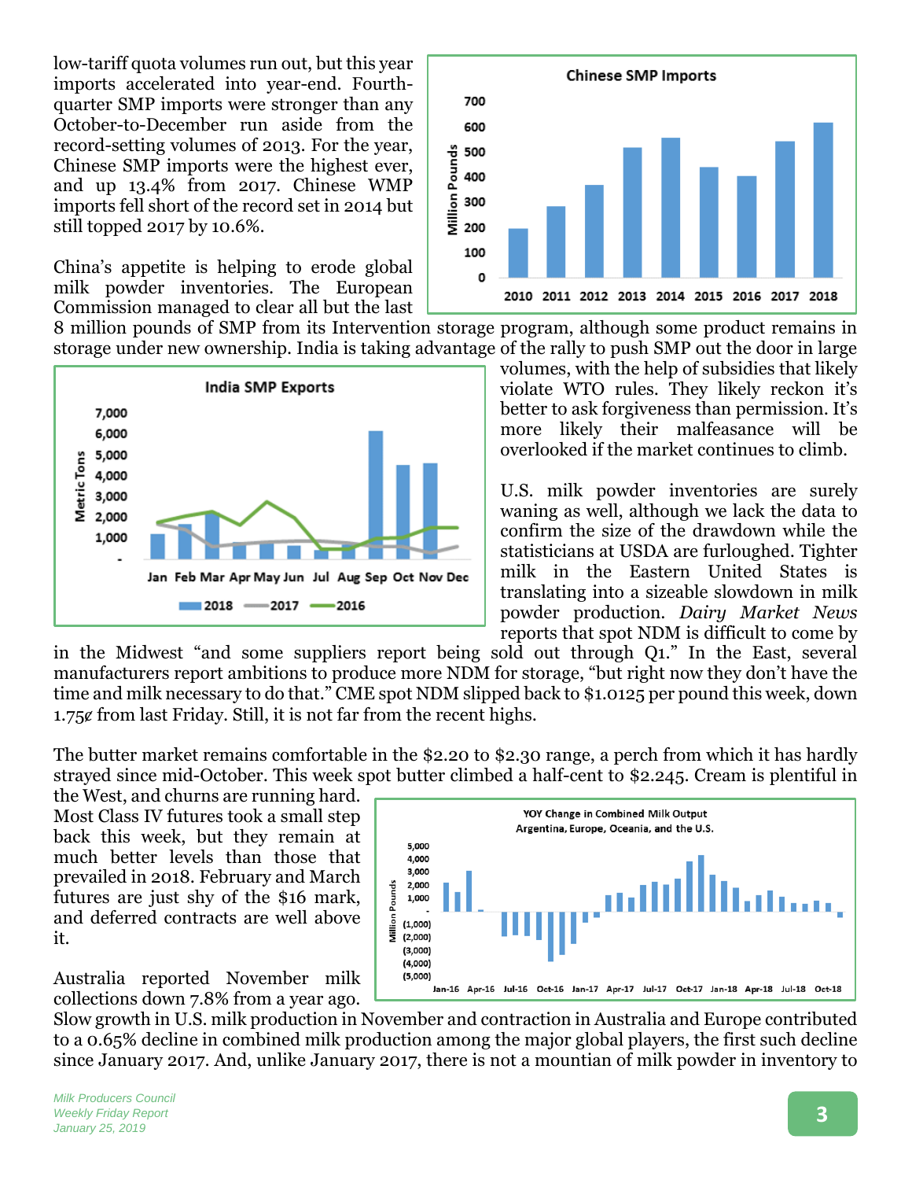low-tariff quota volumes run out, but this year imports accelerated into year-end. Fourth-quarter SMP imports were stronger than any October-to-December run aside from the record-setting volumes of 2013. For the year, Chinese SMP imports were the highest ever, and up 13.4% from 2017. Chinese WMP imports fell short of the record set in 2014 but still topped 2017 by 10.6%.

China's appetite is helping to erode global milk powder inventories. The European Commission managed to clear all but the last 8 million pounds of SMP from its Intervention storage program, although some product remains in storage under new ownership. India is taking advantage of the rally to push SMP out the door in large volumes, with the help of subsidies that likely violate WTO rules. They likely reckon it's better to ask forgiveness than permission. It's more likely their malfeasance will be overlooked if the market continues to climb.

U.S. milk powder inventories are surely waning as well, although we lack the data to confirm the size of the drawdown while the statisticians at USDA are furloughed. Tighter milk in the Eastern United States is translating into a sizeable slowdown in milk powder production. *Dairy Market News* reports that spot NDM is difficult to come by in the Midwest "and some suppliers report being sold out through Q1." In the East, several manufacturers report ambitions to produce more NDM for storage, "but right now they don't have the time and milk necessary to do that." CME spot NDM slipped back to $1.0125 per pound this week, down 1.75¢ from last Friday. Still, it is not far from the recent highs.

The butter market remains comfortable in the $2.20 to $2.30 range, a perch from which it has hardly strayed since mid-October. This week spot butter climbed a half-cent to $2.245. Cream is plentiful in the West, and churns are running hard.

Most Class IV futures took a small step back this week, but they remain at much better levels than those that prevailed in 2018. February and March futures are just shy of the $16 mark, and deferred contracts are well above it.

Australia reported November milk collections down 7.8% from a year ago. Slow growth in U.S. milk production in November and contraction in Australia and Europe contributed to a 0.65% decline in combined milk production among the major global players, the first such decline since January 2017. And, unlike January 2017, there is not a mountian of milk powder in inventory to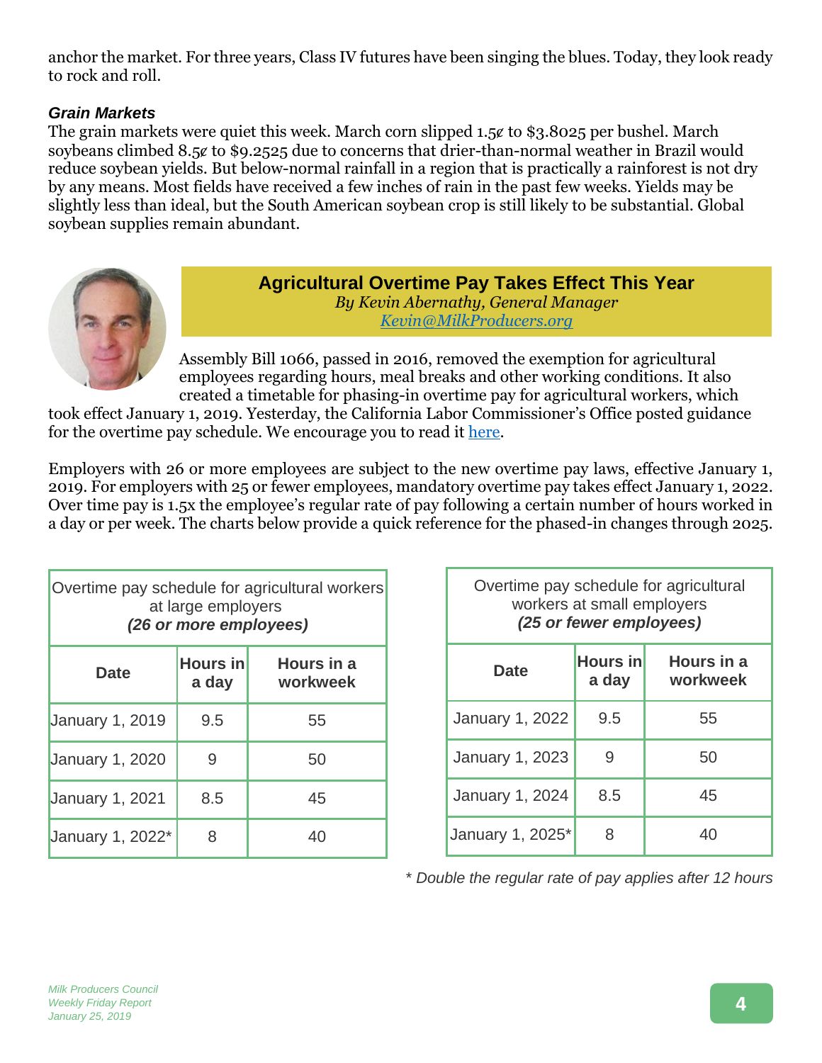anchor the market. For three years, Class IV futures have been singing the blues. Today, they look ready to rock and roll.

### *Grain Markets*

The grain markets were quiet this week. March corn slipped 1.5¢ to $3.8025 per bushel. March soybeans climbed 8.5¢ to $9.2525 due to concerns that drier-than-normal weather in Brazil would reduce soybean yields. But below-normal rainfall in a region that is practically a rainforest is not dry by any means. Most fields have received a few inches of rain in the past few weeks. Yields may be slightly less than ideal, but the South American soybean crop is still likely to be substantial. Global soybean supplies remain abundant.

## Agricultural Overtime Pay Takes Effect This Year

*By Kevin Abernathy, General Manager*
*Kevin@MilkProducers.org*

Assembly Bill 1066, passed in 2016, removed the exemption for agricultural employees regarding hours, meal breaks and other working conditions. It also created a timetable for phasing-in overtime pay for agricultural workers, which took effect January 1, 2019. Yesterday, the California Labor Commissioner's Office posted guidance for the overtime pay schedule. We encourage you to read it here.

Employers with 26 or more employees are subject to the new overtime pay laws, effective January 1, 2019. For employers with 25 or fewer employees, mandatory overtime pay takes effect January 1, 2022. Over time pay is 1.5x the employee's regular rate of pay following a certain number of hours worked in a day or per week. The charts below provide a quick reference for the phased-in changes through 2025.

Overtime pay schedule for agricultural workers at large employers ***(26 or more employees)***

| Date | Hours in a day | Hours in a workweek |
|---|---|---|
| January 1, 2019 | 9.5 | 55 |
| January 1, 2020 | 9 | 50 |
| January 1, 2021 | 8.5 | 45 |
| January 1, 2022* | 8 | 40 |

Overtime pay schedule for agricultural workers at small employers ***(25 or fewer employees)***

| Date | Hours in a day | Hours in a workweek |
|---|---|---|
| January 1, 2022 | 9.5 | 55 |
| January 1, 2023 | 9 | 50 |
| January 1, 2024 | 8.5 | 45 |
| January 1, 2025* | 8 | 40 |

*\* Double the regular rate of pay applies after 12 hours*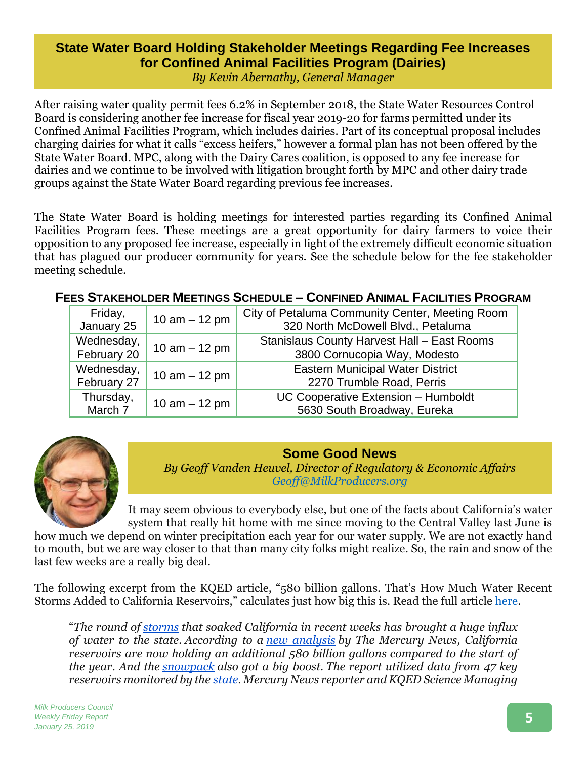## State Water Board Holding Stakeholder Meetings Regarding Fee Increases for Confined Animal Facilities Program (Dairies)

*By Kevin Abernathy, General Manager*

After raising water quality permit fees 6.2% in September 2018, the State Water Resources Control Board is considering another fee increase for fiscal year 2019-20 for farms permitted under its Confined Animal Facilities Program, which includes dairies. Part of its conceptual proposal includes charging dairies for what it calls "excess heifers," however a formal plan has not been offered by the State Water Board. MPC, along with the Dairy Cares coalition, is opposed to any fee increase for dairies and we continue to be involved with litigation brought forth by MPC and other dairy trade groups against the State Water Board regarding previous fee increases.

The State Water Board is holding meetings for interested parties regarding its Confined Animal Facilities Program fees. These meetings are a great opportunity for dairy farmers to voice their opposition to any proposed fee increase, especially in light of the extremely difficult economic situation that has plagued our producer community for years. See the schedule below for the fee stakeholder meeting schedule.

**Fees Stakeholder Meetings Schedule – Confined Animal Facilities Program**

| Date | Time | Location |
|---|---|---|
| Friday, January 25 | 10 am – 12 pm | City of Petaluma Community Center, Meeting Room<br>320 North McDowell Blvd., Petaluma |
| Wednesday, February 20 | 10 am – 12 pm | Stanislaus County Harvest Hall – East Rooms<br>3800 Cornucopia Way, Modesto |
| Wednesday, February 27 | 10 am – 12 pm | Eastern Municipal Water District<br>2270 Trumble Road, Perris |
| Thursday, March 7 | 10 am – 12 pm | UC Cooperative Extension – Humboldt<br>5630 South Broadway, Eureka |

## Some Good News

*By Geoff Vanden Heuvel, Director of Regulatory & Economic Affairs*
*Geoff@MilkProducers.org*

It may seem obvious to everybody else, but one of the facts about California's water system that really hit home with me since moving to the Central Valley last June is how much we depend on winter precipitation each year for our water supply. We are not exactly hand to mouth, but we are way closer to that than many city folks might realize. So, the rain and snow of the last few weeks are a really big deal.

The following excerpt from the KQED article, "580 billion gallons. That's How Much Water Recent Storms Added to California Reservoirs," calculates just how big this is. Read the full article here.

> "*The round of storms that soaked California in recent weeks has brought a huge influx of water to the state. According to a new analysis by The Mercury News, California reservoirs are now holding an additional 580 billion gallons compared to the start of the year. And the snowpack also got a big boost. The report utilized data from 47 key reservoirs monitored by the state. Mercury News reporter and KQED Science Managing*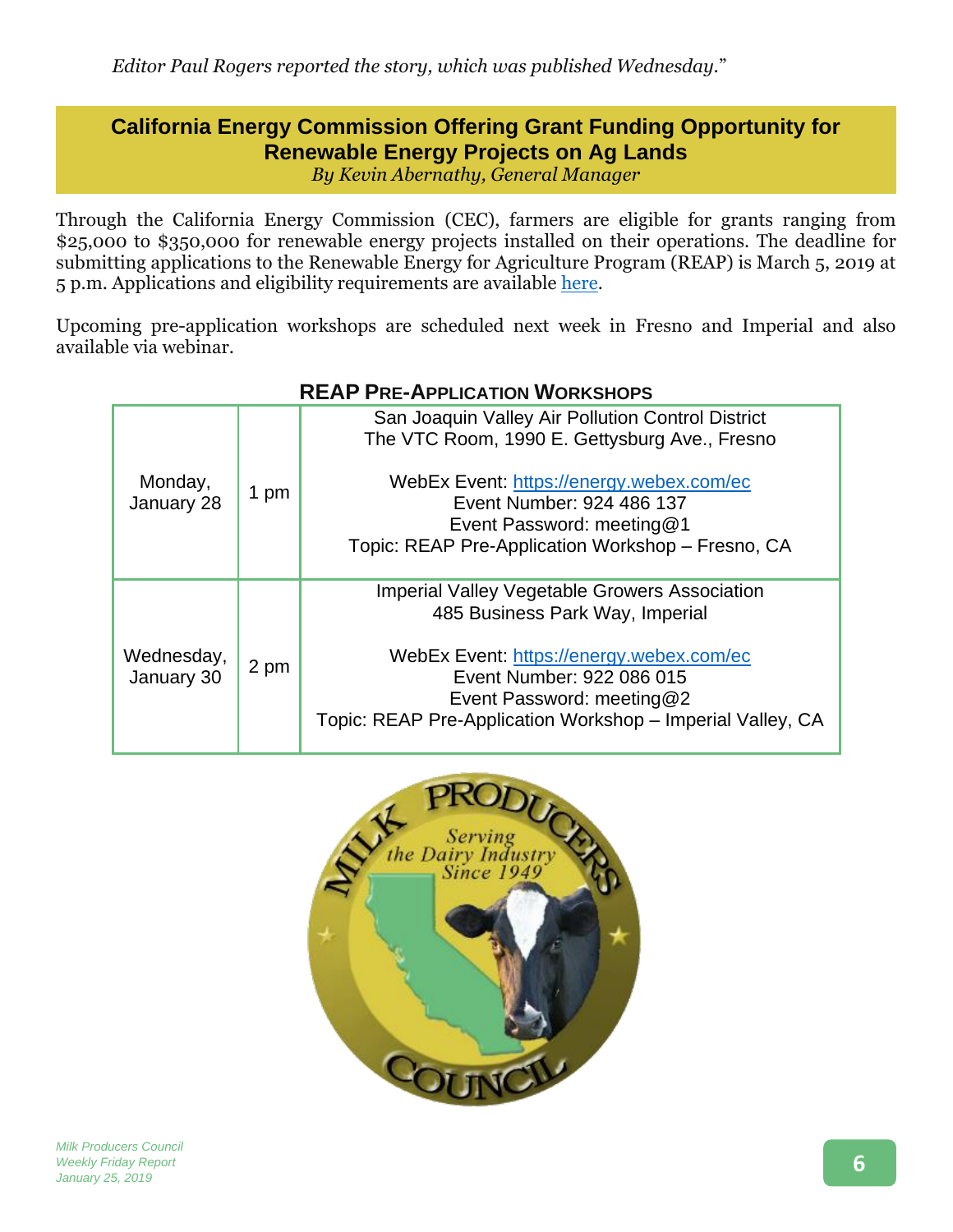*Editor Paul Rogers reported the story, which was published Wednesday."*

## California Energy Commission Offering Grant Funding Opportunity for Renewable Energy Projects on Ag Lands

*By Kevin Abernathy, General Manager*

Through the California Energy Commission (CEC), farmers are eligible for grants ranging from $25,000 to $350,000 for renewable energy projects installed on their operations. The deadline for submitting applications to the Renewable Energy for Agriculture Program (REAP) is March 5, 2019 at 5 p.m. Applications and eligibility requirements are available here.

Upcoming pre-application workshops are scheduled next week in Fresno and Imperial and also available via webinar.

**REAP PRE-APPLICATION WORKSHOPS**

| | | |
|---|---|---|
| Monday, January 28 | 1 pm | San Joaquin Valley Air Pollution Control District<br>The VTC Room, 1990 E. Gettysburg Ave., Fresno<br><br>WebEx Event: https://energy.webex.com/ec<br>Event Number: 924 486 137<br>Event Password: meeting@1<br>Topic: REAP Pre-Application Workshop – Fresno, CA |
| Wednesday, January 30 | 2 pm | Imperial Valley Vegetable Growers Association<br>485 Business Park Way, Imperial<br><br>WebEx Event: https://energy.webex.com/ec<br>Event Number: 922 086 015<br>Event Password: meeting@2<br>Topic: REAP Pre-Application Workshop – Imperial Valley, CA |